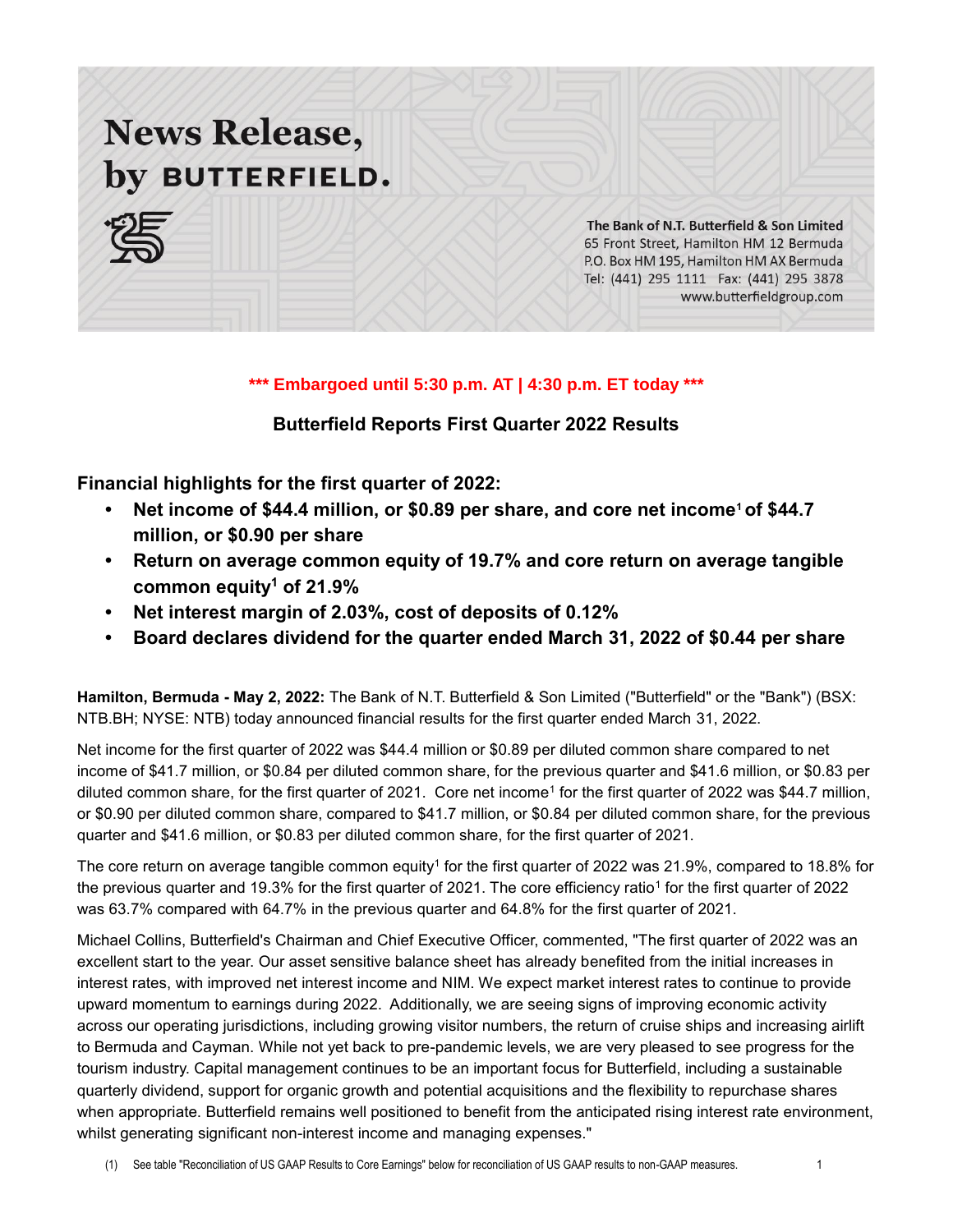# News Release, by BUTTERFIELD.

**The Bank of N.T. Butterfield & Son Limited**
65 Front Street, Hamilton HM 12 Bermuda
P.O. Box HM 195, Hamilton HM AX Bermuda
Tel: (441) 295 1111 Fax: (441) 295 3878
www.butterfieldgroup.com

**\*\*\* Embargoed until 5:30 p.m. AT | 4:30 p.m. ET today \*\*\***

## Butterfield Reports First Quarter 2022 Results

### Financial highlights for the first quarter of 2022:

- **Net income of $44.4 million, or $0.89 per share, and core net income[1] of $44.7 million, or $0.90 per share**
- **Return on average common equity of 19.7% and core return on average tangible common equity[1] of 21.9%**
- **Net interest margin of 2.03%, cost of deposits of 0.12%**
- **Board declares dividend for the quarter ended March 31, 2022 of $0.44 per share**

**Hamilton, Bermuda - May 2, 2022:** The Bank of N.T. Butterfield & Son Limited ("Butterfield" or the "Bank") (BSX: NTB.BH; NYSE: NTB) today announced financial results for the first quarter ended March 31, 2022.

Net income for the first quarter of 2022 was $44.4 million or $0.89 per diluted common share compared to net income of $41.7 million, or $0.84 per diluted common share, for the previous quarter and $41.6 million, or $0.83 per diluted common share, for the first quarter of 2021. Core net income[1] for the first quarter of 2022 was $44.7 million, or $0.90 per diluted common share, compared to $41.7 million, or $0.84 per diluted common share, for the previous quarter and $41.6 million, or $0.83 per diluted common share, for the first quarter of 2021.

The core return on average tangible common equity[1] for the first quarter of 2022 was 21.9%, compared to 18.8% for the previous quarter and 19.3% for the first quarter of 2021. The core efficiency ratio[1] for the first quarter of 2022 was 63.7% compared with 64.7% in the previous quarter and 64.8% for the first quarter of 2021.

Michael Collins, Butterfield's Chairman and Chief Executive Officer, commented, "The first quarter of 2022 was an excellent start to the year. Our asset sensitive balance sheet has already benefited from the initial increases in interest rates, with improved net interest income and NIM. We expect market interest rates to continue to provide upward momentum to earnings during 2022. Additionally, we are seeing signs of improving economic activity across our operating jurisdictions, including growing visitor numbers, the return of cruise ships and increasing airlift to Bermuda and Cayman. While not yet back to pre-pandemic levels, we are very pleased to see progress for the tourism industry. Capital management continues to be an important focus for Butterfield, including a sustainable quarterly dividend, support for organic growth and potential acquisitions and the flexibility to repurchase shares when appropriate. Butterfield remains well positioned to benefit from the anticipated rising interest rate environment, whilst generating significant non-interest income and managing expenses."

(1) See table "Reconciliation of US GAAP Results to Core Earnings" below for reconciliation of US GAAP results to non-GAAP measures.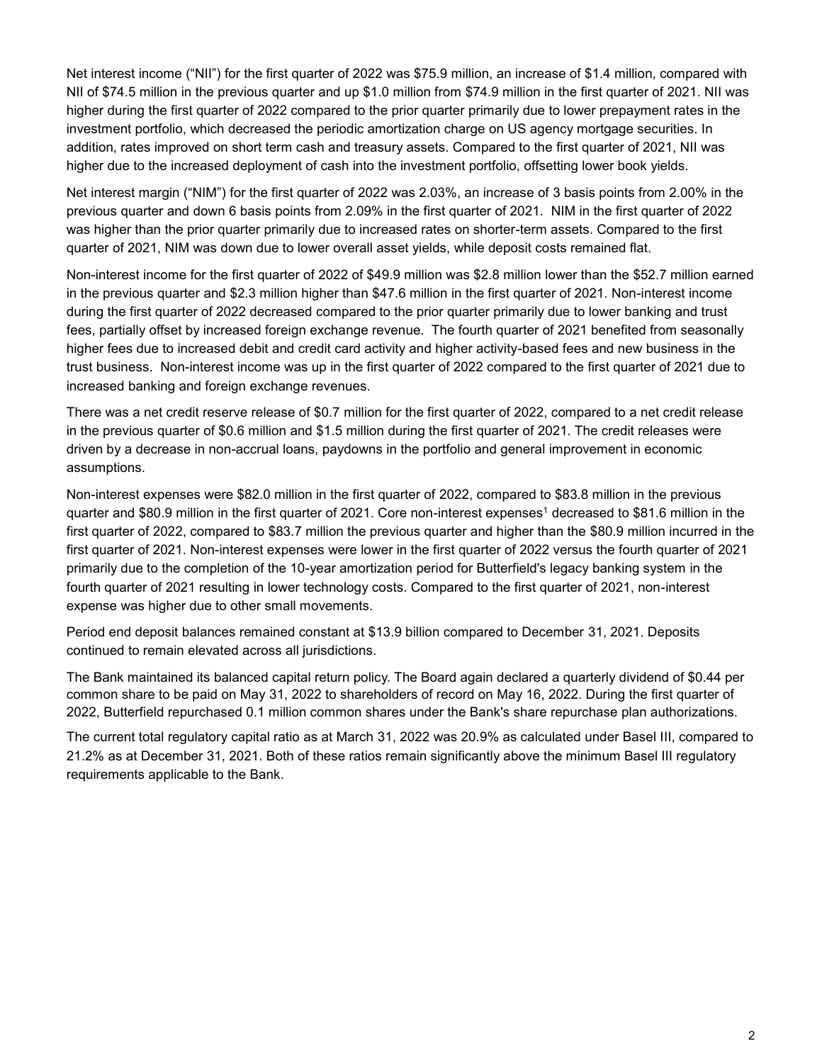Net interest income ("NII") for the first quarter of 2022 was $75.9 million, an increase of $1.4 million, compared with NII of $74.5 million in the previous quarter and up $1.0 million from $74.9 million in the first quarter of 2021. NII was higher during the first quarter of 2022 compared to the prior quarter primarily due to lower prepayment rates in the investment portfolio, which decreased the periodic amortization charge on US agency mortgage securities. In addition, rates improved on short term cash and treasury assets. Compared to the first quarter of 2021, NII was higher due to the increased deployment of cash into the investment portfolio, offsetting lower book yields.

Net interest margin ("NIM") for the first quarter of 2022 was 2.03%, an increase of 3 basis points from 2.00% in the previous quarter and down 6 basis points from 2.09% in the first quarter of 2021. NIM in the first quarter of 2022 was higher than the prior quarter primarily due to increased rates on shorter-term assets. Compared to the first quarter of 2021, NIM was down due to lower overall asset yields, while deposit costs remained flat.

Non-interest income for the first quarter of 2022 of $49.9 million was $2.8 million lower than the $52.7 million earned in the previous quarter and $2.3 million higher than $47.6 million in the first quarter of 2021. Non-interest income during the first quarter of 2022 decreased compared to the prior quarter primarily due to lower banking and trust fees, partially offset by increased foreign exchange revenue. The fourth quarter of 2021 benefited from seasonally higher fees due to increased debit and credit card activity and higher activity-based fees and new business in the trust business. Non-interest income was up in the first quarter of 2022 compared to the first quarter of 2021 due to increased banking and foreign exchange revenues.

There was a net credit reserve release of $0.7 million for the first quarter of 2022, compared to a net credit release in the previous quarter of $0.6 million and $1.5 million during the first quarter of 2021. The credit releases were driven by a decrease in non-accrual loans, paydowns in the portfolio and general improvement in economic assumptions.

Non-interest expenses were $82.0 million in the first quarter of 2022, compared to $83.8 million in the previous quarter and $80.9 million in the first quarter of 2021. Core non-interest expenses[1] decreased to $81.6 million in the first quarter of 2022, compared to $83.7 million the previous quarter and higher than the $80.9 million incurred in the first quarter of 2021. Non-interest expenses were lower in the first quarter of 2022 versus the fourth quarter of 2021 primarily due to the completion of the 10-year amortization period for Butterfield's legacy banking system in the fourth quarter of 2021 resulting in lower technology costs. Compared to the first quarter of 2021, non-interest expense was higher due to other small movements.

Period end deposit balances remained constant at $13.9 billion compared to December 31, 2021. Deposits continued to remain elevated across all jurisdictions.

The Bank maintained its balanced capital return policy. The Board again declared a quarterly dividend of $0.44 per common share to be paid on May 31, 2022 to shareholders of record on May 16, 2022. During the first quarter of 2022, Butterfield repurchased 0.1 million common shares under the Bank's share repurchase plan authorizations.

The current total regulatory capital ratio as at March 31, 2022 was 20.9% as calculated under Basel III, compared to 21.2% as at December 31, 2021. Both of these ratios remain significantly above the minimum Basel III regulatory requirements applicable to the Bank.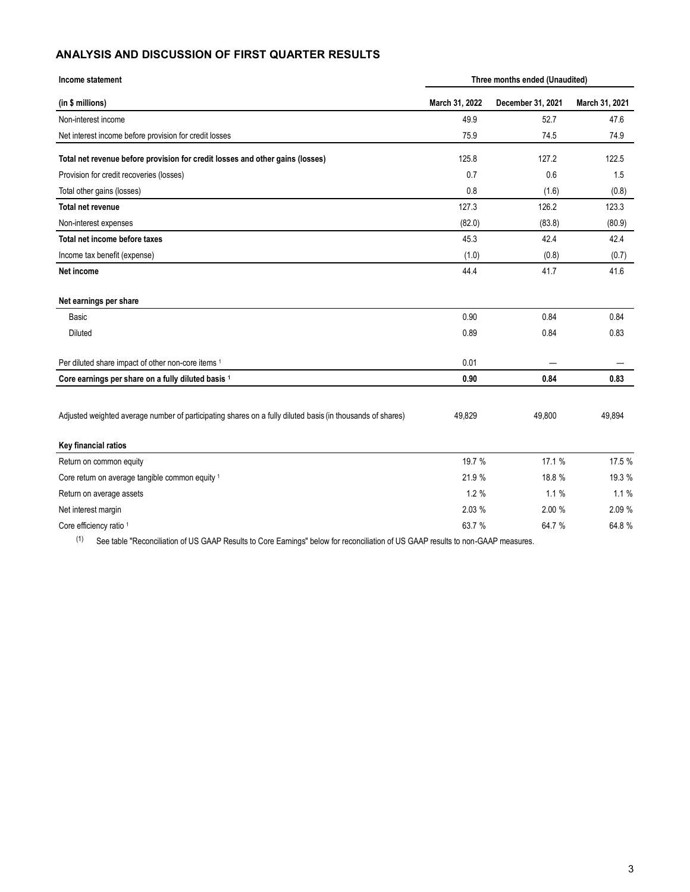## ANALYSIS AND DISCUSSION OF FIRST QUARTER RESULTS

| **Income statement** | **Three months ended (Unaudited)** | | |
|---|---|---|---|
| **(in $ millions)** | **March 31, 2022** | **December 31, 2021** | **March 31, 2021** |
| Non-interest income | 49.9 | 52.7 | 47.6 |
| Net interest income before provision for credit losses | 75.9 | 74.5 | 74.9 |
| **Total net revenue before provision for credit losses and other gains (losses)** | 125.8 | 127.2 | 122.5 |
| Provision for credit recoveries (losses) | 0.7 | 0.6 | 1.5 |
| Total other gains (losses) | 0.8 | (1.6) | (0.8) |
| **Total net revenue** | 127.3 | 126.2 | 123.3 |
| Non-interest expenses | (82.0) | (83.8) | (80.9) |
| **Total net income before taxes** | 45.3 | 42.4 | 42.4 |
| Income tax benefit (expense) | (1.0) | (0.8) | (0.7) |
| **Net income** | 44.4 | 41.7 | 41.6 |
| | | | |
| **Net earnings per share** | | | |
| Basic | 0.90 | 0.84 | 0.84 |
| Diluted | 0.89 | 0.84 | 0.83 |
| | | | |
| Per diluted share impact of other non-core items [1] | 0.01 | — | — |
| **Core earnings per share on a fully diluted basis [1]** | **0.90** | **0.84** | **0.83** |
| | | | |
| Adjusted weighted average number of participating shares on a fully diluted basis (in thousands of shares) | 49,829 | 49,800 | 49,894 |
| | | | |
| **Key financial ratios** | | | |
| Return on common equity | 19.7 % | 17.1 % | 17.5 % |
| Core return on average tangible common equity [1] | 21.9 % | 18.8 % | 19.3 % |
| Return on average assets | 1.2 % | 1.1 % | 1.1 % |
| Net interest margin | 2.03 % | 2.00 % | 2.09 % |
| Core efficiency ratio [1] | 63.7 % | 64.7 % | 64.8 % |

(1) See table "Reconciliation of US GAAP Results to Core Earnings" below for reconciliation of US GAAP results to non-GAAP measures.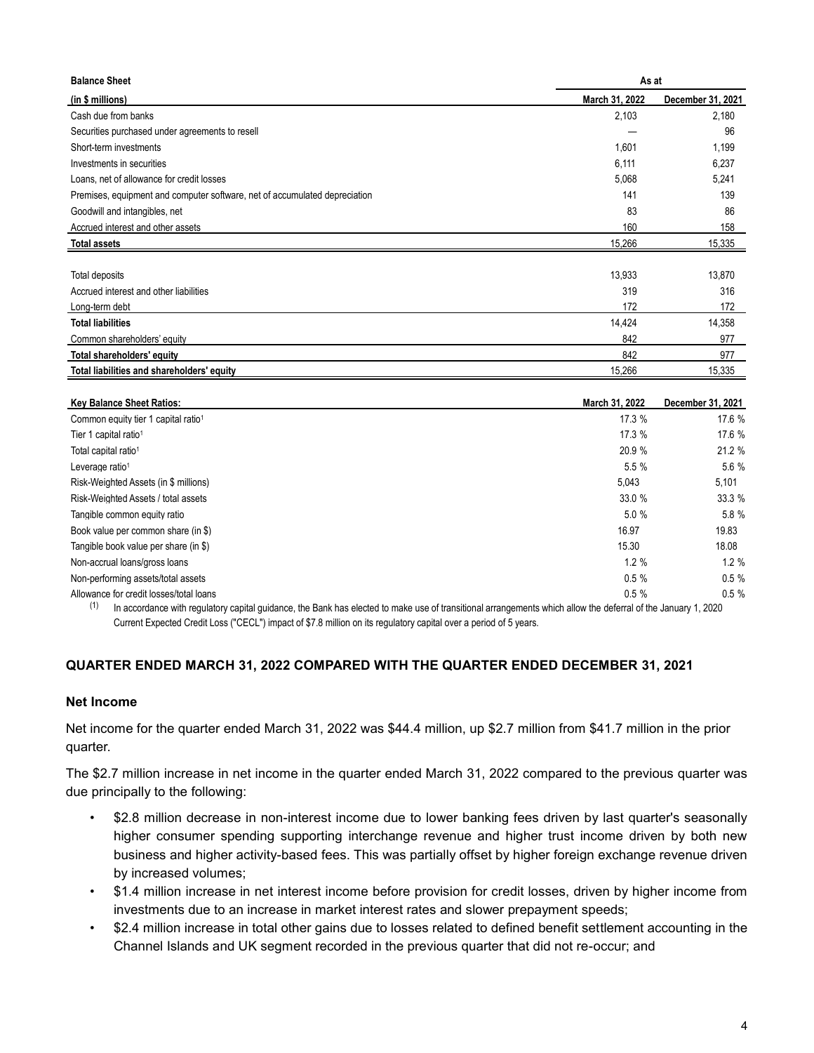| Balance Sheet | As at | |
|---|---|---|
| (in $ millions) | March 31, 2022 | December 31, 2021 |
| Cash due from banks | 2,103 | 2,180 |
| Securities purchased under agreements to resell | — | 96 |
| Short-term investments | 1,601 | 1,199 |
| Investments in securities | 6,111 | 6,237 |
| Loans, net of allowance for credit losses | 5,068 | 5,241 |
| Premises, equipment and computer software, net of accumulated depreciation | 141 | 139 |
| Goodwill and intangibles, net | 83 | 86 |
| Accrued interest and other assets | 160 | 158 |
| **Total assets** | 15,266 | 15,335 |
| | | |
| Total deposits | 13,933 | 13,870 |
| Accrued interest and other liabilities | 319 | 316 |
| Long-term debt | 172 | 172 |
| **Total liabilities** | 14,424 | 14,358 |
| Common shareholders' equity | 842 | 977 |
| **Total shareholders' equity** | 842 | 977 |
| **Total liabilities and shareholders' equity** | 15,266 | 15,335 |

| Key Balance Sheet Ratios: | March 31, 2022 | December 31, 2021 |
|---|---|---|
| Common equity tier 1 capital ratio[1] | 17.3 % | 17.6 % |
| Tier 1 capital ratio[1] | 17.3 % | 17.6 % |
| Total capital ratio[1] | 20.9 % | 21.2 % |
| Leverage ratio[1] | 5.5 % | 5.6 % |
| Risk-Weighted Assets (in $ millions) | 5,043 | 5,101 |
| Risk-Weighted Assets / total assets | 33.0 % | 33.3 % |
| Tangible common equity ratio | 5.0 % | 5.8 % |
| Book value per common share (in $) | 16.97 | 19.83 |
| Tangible book value per share (in $) | 15.30 | 18.08 |
| Non-accrual loans/gross loans | 1.2 % | 1.2 % |
| Non-performing assets/total assets | 0.5 % | 0.5 % |
| Allowance for credit losses/total loans | 0.5 % | 0.5 % |

(1) In accordance with regulatory capital guidance, the Bank has elected to make use of transitional arrangements which allow the deferral of the January 1, 2020 Current Expected Credit Loss ("CECL") impact of $7.8 million on its regulatory capital over a period of 5 years.

## QUARTER ENDED MARCH 31, 2022 COMPARED WITH THE QUARTER ENDED DECEMBER 31, 2021

### Net Income

Net income for the quarter ended March 31, 2022 was $44.4 million, up $2.7 million from $41.7 million in the prior quarter.

The $2.7 million increase in net income in the quarter ended March 31, 2022 compared to the previous quarter was due principally to the following:

- $2.8 million decrease in non-interest income due to lower banking fees driven by last quarter's seasonally higher consumer spending supporting interchange revenue and higher trust income driven by both new business and higher activity-based fees. This was partially offset by higher foreign exchange revenue driven by increased volumes;
- $1.4 million increase in net interest income before provision for credit losses, driven by higher income from investments due to an increase in market interest rates and slower prepayment speeds;
- $2.4 million increase in total other gains due to losses related to defined benefit settlement accounting in the Channel Islands and UK segment recorded in the previous quarter that did not re-occur; and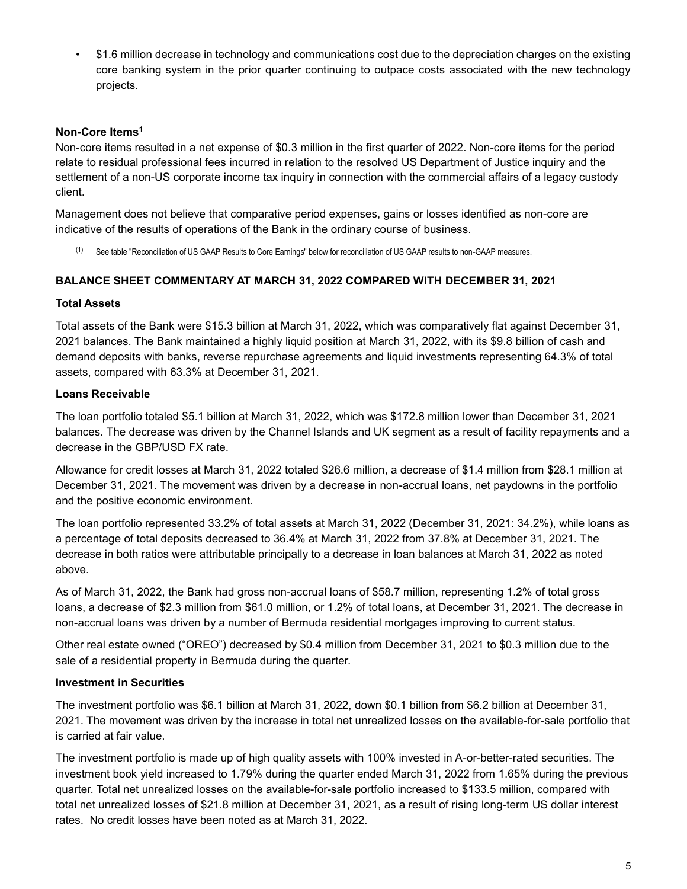- $1.6 million decrease in technology and communications cost due to the depreciation charges on the existing core banking system in the prior quarter continuing to outpace costs associated with the new technology projects.

### Non-Core Items[1]

Non-core items resulted in a net expense of $0.3 million in the first quarter of 2022. Non-core items for the period relate to residual professional fees incurred in relation to the resolved US Department of Justice inquiry and the settlement of a non-US corporate income tax inquiry in connection with the commercial affairs of a legacy custody client.

Management does not believe that comparative period expenses, gains or losses identified as non-core are indicative of the results of operations of the Bank in the ordinary course of business.

(1) See table "Reconciliation of US GAAP Results to Core Earnings" below for reconciliation of US GAAP results to non-GAAP measures.

## BALANCE SHEET COMMENTARY AT MARCH 31, 2022 COMPARED WITH DECEMBER 31, 2021

### Total Assets

Total assets of the Bank were $15.3 billion at March 31, 2022, which was comparatively flat against December 31, 2021 balances. The Bank maintained a highly liquid position at March 31, 2022, with its $9.8 billion of cash and demand deposits with banks, reverse repurchase agreements and liquid investments representing 64.3% of total assets, compared with 63.3% at December 31, 2021.

### Loans Receivable

The loan portfolio totaled $5.1 billion at March 31, 2022, which was $172.8 million lower than December 31, 2021 balances. The decrease was driven by the Channel Islands and UK segment as a result of facility repayments and a decrease in the GBP/USD FX rate.

Allowance for credit losses at March 31, 2022 totaled $26.6 million, a decrease of $1.4 million from $28.1 million at December 31, 2021. The movement was driven by a decrease in non-accrual loans, net paydowns in the portfolio and the positive economic environment.

The loan portfolio represented 33.2% of total assets at March 31, 2022 (December 31, 2021: 34.2%), while loans as a percentage of total deposits decreased to 36.4% at March 31, 2022 from 37.8% at December 31, 2021. The decrease in both ratios were attributable principally to a decrease in loan balances at March 31, 2022 as noted above.

As of March 31, 2022, the Bank had gross non-accrual loans of $58.7 million, representing 1.2% of total gross loans, a decrease of $2.3 million from $61.0 million, or 1.2% of total loans, at December 31, 2021. The decrease in non-accrual loans was driven by a number of Bermuda residential mortgages improving to current status.

Other real estate owned ("OREO") decreased by $0.4 million from December 31, 2021 to $0.3 million due to the sale of a residential property in Bermuda during the quarter.

### Investment in Securities

The investment portfolio was $6.1 billion at March 31, 2022, down $0.1 billion from $6.2 billion at December 31, 2021. The movement was driven by the increase in total net unrealized losses on the available-for-sale portfolio that is carried at fair value.

The investment portfolio is made up of high quality assets with 100% invested in A-or-better-rated securities. The investment book yield increased to 1.79% during the quarter ended March 31, 2022 from 1.65% during the previous quarter. Total net unrealized losses on the available-for-sale portfolio increased to $133.5 million, compared with total net unrealized losses of $21.8 million at December 31, 2021, as a result of rising long-term US dollar interest rates. No credit losses have been noted as at March 31, 2022.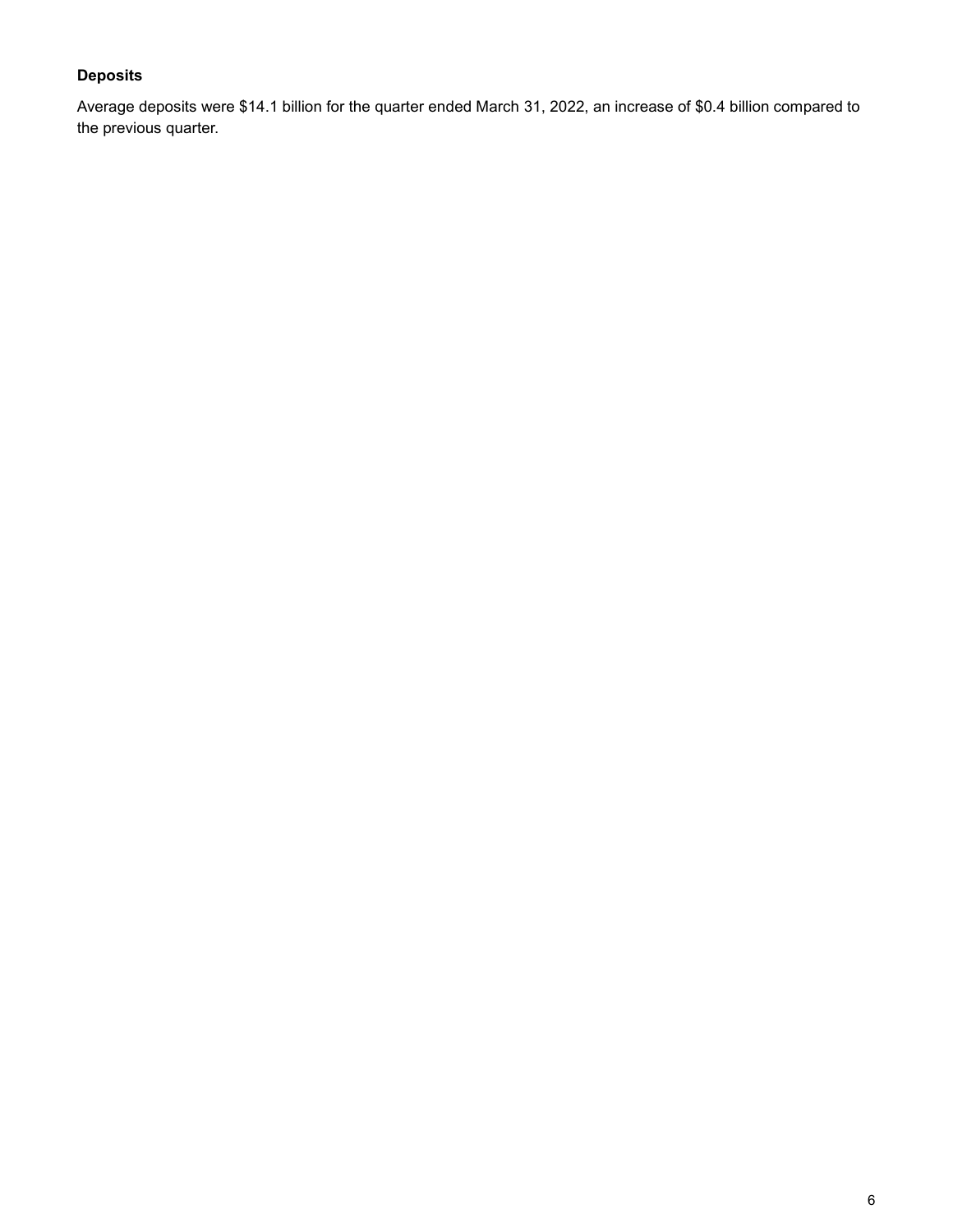**Deposits**

Average deposits were $14.1 billion for the quarter ended March 31, 2022, an increase of $0.4 billion compared to the previous quarter.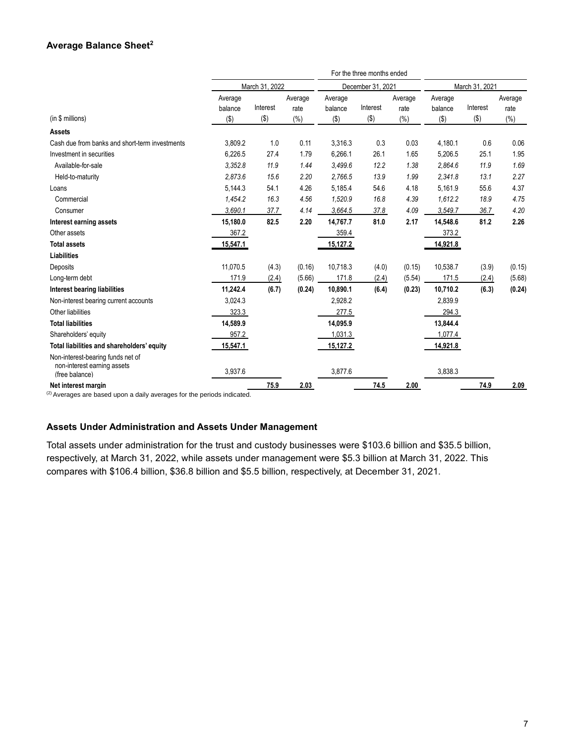### Average Balance Sheet[2]

| | For the three months ended | | | | | | | | |
|---|---|---|---|---|---|---|---|---|---|
| | March 31, 2022 | | | December 31, 2021 | | | March 31, 2021 | | |
| (in $ millions) | Average balance ($) | Interest ($) | Average rate (%) | Average balance ($) | Interest ($) | Average rate (%) | Average balance ($) | Interest ($) | Average rate (%) |
| **Assets** | | | | | | | | | |
| Cash due from banks and short-term investments | 3,809.2 | 1.0 | 0.11 | 3,316.3 | 0.3 | 0.03 | 4,180.1 | 0.6 | 0.06 |
| Investment in securities | 6,226.5 | 27.4 | 1.79 | 6,266.1 | 26.1 | 1.65 | 5,206.5 | 25.1 | 1.95 |
| Available-for-sale | *3,352.8* | *11.9* | *1.44* | *3,499.6* | *12.2* | *1.38* | *2,864.6* | *11.9* | *1.69* |
| Held-to-maturity | *2,873.6* | *15.6* | *2.20* | *2,766.5* | *13.9* | *1.99* | *2,341.8* | *13.1* | *2.27* |
| Loans | 5,144.3 | 54.1 | 4.26 | 5,185.4 | 54.6 | 4.18 | 5,161.9 | 55.6 | 4.37 |
| Commercial | *1,454.2* | *16.3* | *4.56* | *1,520.9* | *16.8* | *4.39* | *1,612.2* | *18.9* | *4.75* |
| Consumer | *3,690.1* | *37.7* | *4.14* | *3,664.5* | *37.8* | *4.09* | *3,549.7* | *36.7* | *4.20* |
| **Interest earning assets** | **15,180.0** | **82.5** | **2.20** | **14,767.7** | **81.0** | **2.17** | **14,548.6** | **81.2** | **2.26** |
| Other assets | 367.2 | | | 359.4 | | | 373.2 | | |
| **Total assets** | **15,547.1** | | | **15,127.2** | | | **14,921.8** | | |
| **Liabilities** | | | | | | | | | |
| Deposits | 11,070.5 | (4.3) | (0.16) | 10,718.3 | (4.0) | (0.15) | 10,538.7 | (3.9) | (0.15) |
| Long-term debt | 171.9 | (2.4) | (5.66) | 171.8 | (2.4) | (5.54) | 171.5 | (2.4) | (5.68) |
| **Interest bearing liabilities** | **11,242.4** | **(6.7)** | **(0.24)** | **10,890.1** | **(6.4)** | **(0.23)** | **10,710.2** | **(6.3)** | **(0.24)** |
| Non-interest bearing current accounts | 3,024.3 | | | 2,928.2 | | | 2,839.9 | | |
| Other liabilities | 323.3 | | | 277.5 | | | 294.3 | | |
| **Total liabilities** | **14,589.9** | | | **14,095.9** | | | **13,844.4** | | |
| Shareholders' equity | 957.2 | | | 1,031.3 | | | 1,077.4 | | |
| **Total liabilities and shareholders' equity** | **15,547.1** | | | **15,127.2** | | | **14,921.8** | | |
| Non-interest-bearing funds net of non-interest earning assets (free balance) | 3,937.6 | | | 3,877.6 | | | 3,838.3 | | |
| **Net interest margin** | | **75.9** | **2.03** | | **74.5** | **2.00** | | **74.9** | **2.09** |

(2) Averages are based upon a daily averages for the periods indicated.

### Assets Under Administration and Assets Under Management

Total assets under administration for the trust and custody businesses were $103.6 billion and $35.5 billion, respectively, at March 31, 2022, while assets under management were $5.3 billion at March 31, 2022. This compares with $106.4 billion, $36.8 billion and $5.5 billion, respectively, at December 31, 2021.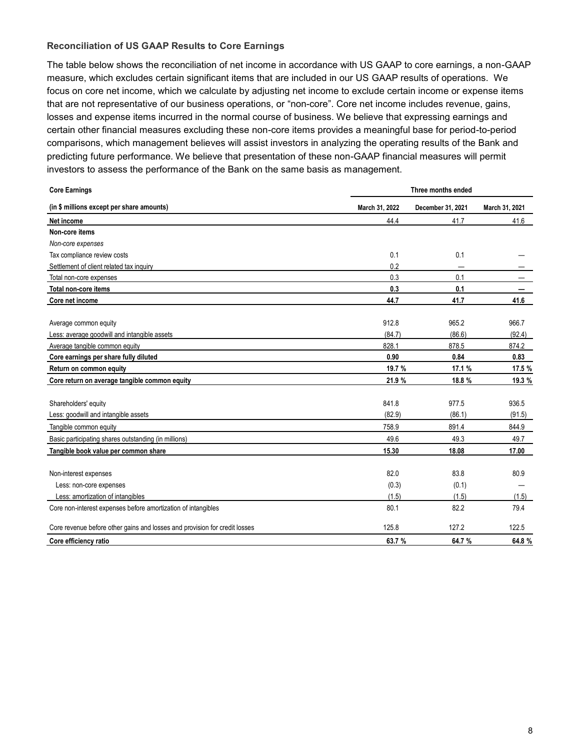### Reconciliation of US GAAP Results to Core Earnings

The table below shows the reconciliation of net income in accordance with US GAAP to core earnings, a non-GAAP measure, which excludes certain significant items that are included in our US GAAP results of operations. We focus on core net income, which we calculate by adjusting net income to exclude certain income or expense items that are not representative of our business operations, or "non-core". Core net income includes revenue, gains, losses and expense items incurred in the normal course of business. We believe that expressing earnings and certain other financial measures excluding these non-core items provides a meaningful base for period-to-period comparisons, which management believes will assist investors in analyzing the operating results of the Bank and predicting future performance. We believe that presentation of these non-GAAP financial measures will permit investors to assess the performance of the Bank on the same basis as management.

| **Core Earnings** | **Three months ended** | | |
|---|---|---|---|
| **(in $ millions except per share amounts)** | **March 31, 2022** | **December 31, 2021** | **March 31, 2021** |
| **Net income** | 44.4 | 41.7 | 41.6 |
| **Non-core items** | | | |
| *Non-core expenses* | | | |
| Tax compliance review costs | 0.1 | 0.1 | — |
| Settlement of client related tax inquiry | 0.2 | — | — |
| Total non-core expenses | 0.3 | 0.1 | — |
| **Total non-core items** | **0.3** | **0.1** | **—** |
| **Core net income** | **44.7** | **41.7** | **41.6** |
| | | | |
| Average common equity | 912.8 | 965.2 | 966.7 |
| Less: average goodwill and intangible assets | (84.7) | (86.6) | (92.4) |
| Average tangible common equity | 828.1 | 878.5 | 874.2 |
| **Core earnings per share fully diluted** | **0.90** | **0.84** | **0.83** |
| **Return on common equity** | **19.7 %** | **17.1 %** | **17.5 %** |
| **Core return on average tangible common equity** | **21.9 %** | **18.8 %** | **19.3 %** |
| | | | |
| Shareholders' equity | 841.8 | 977.5 | 936.5 |
| Less: goodwill and intangible assets | (82.9) | (86.1) | (91.5) |
| Tangible common equity | 758.9 | 891.4 | 844.9 |
| Basic participating shares outstanding (in millions) | 49.6 | 49.3 | 49.7 |
| **Tangible book value per common share** | **15.30** | **18.08** | **17.00** |
| | | | |
| Non-interest expenses | 82.0 | 83.8 | 80.9 |
| Less: non-core expenses | (0.3) | (0.1) | — |
| Less: amortization of intangibles | (1.5) | (1.5) | (1.5) |
| Core non-interest expenses before amortization of intangibles | 80.1 | 82.2 | 79.4 |
| | | | |
| Core revenue before other gains and losses and provision for credit losses | 125.8 | 127.2 | 122.5 |
| **Core efficiency ratio** | **63.7 %** | **64.7 %** | **64.8 %** |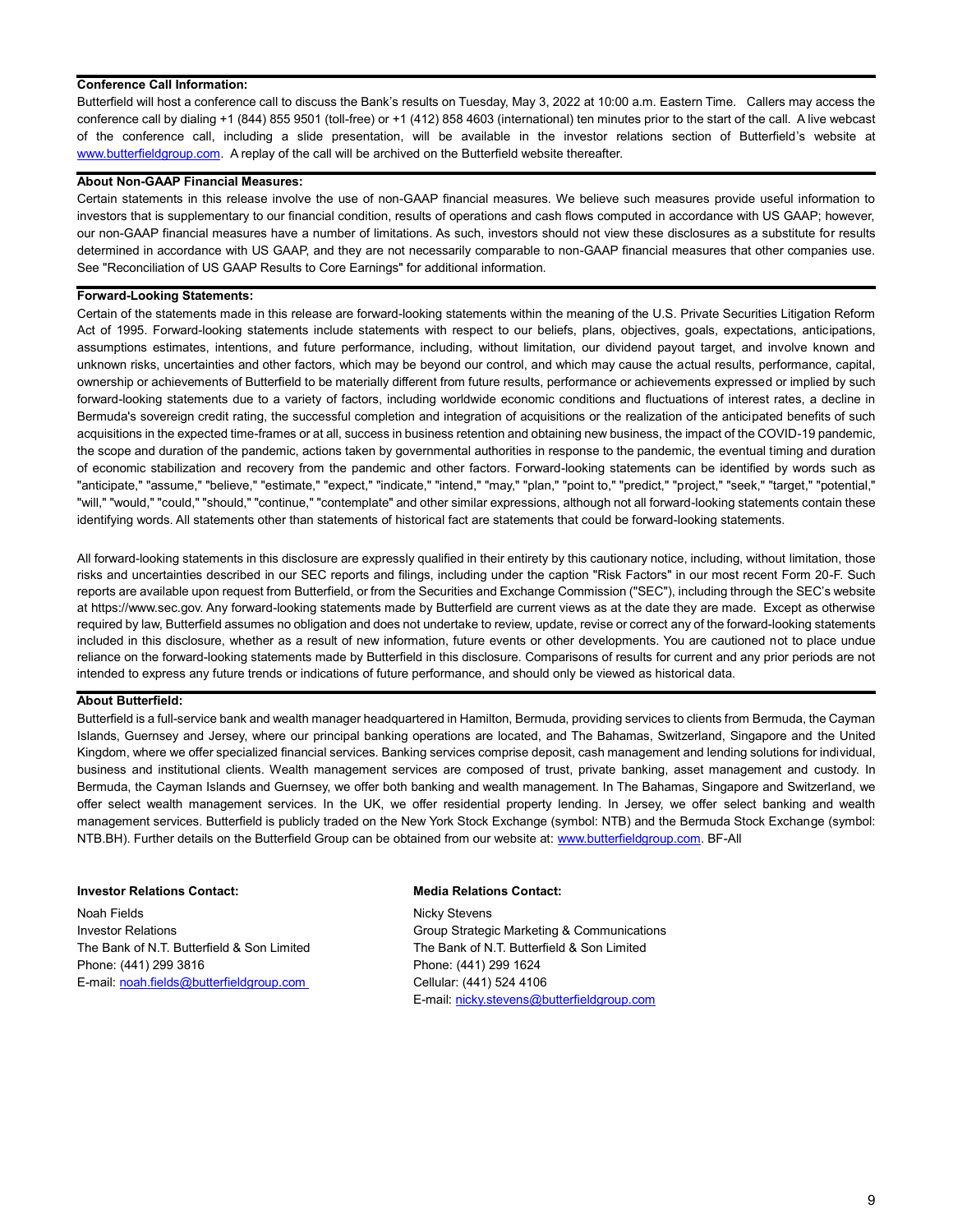**Conference Call Information:**

Butterfield will host a conference call to discuss the Bank's results on Tuesday, May 3, 2022 at 10:00 a.m. Eastern Time. Callers may access the conference call by dialing +1 (844) 855 9501 (toll-free) or +1 (412) 858 4603 (international) ten minutes prior to the start of the call. A live webcast of the conference call, including a slide presentation, will be available in the investor relations section of Butterfield's website at www.butterfieldgroup.com. A replay of the call will be archived on the Butterfield website thereafter.

**About Non-GAAP Financial Measures:**

Certain statements in this release involve the use of non-GAAP financial measures. We believe such measures provide useful information to investors that is supplementary to our financial condition, results of operations and cash flows computed in accordance with US GAAP; however, our non-GAAP financial measures have a number of limitations. As such, investors should not view these disclosures as a substitute for results determined in accordance with US GAAP, and they are not necessarily comparable to non-GAAP financial measures that other companies use. See "Reconciliation of US GAAP Results to Core Earnings" for additional information.

**Forward-Looking Statements:**

Certain of the statements made in this release are forward-looking statements within the meaning of the U.S. Private Securities Litigation Reform Act of 1995. Forward-looking statements include statements with respect to our beliefs, plans, objectives, goals, expectations, anticipations, assumptions estimates, intentions, and future performance, including, without limitation, our dividend payout target, and involve known and unknown risks, uncertainties and other factors, which may be beyond our control, and which may cause the actual results, performance, capital, ownership or achievements of Butterfield to be materially different from future results, performance or achievements expressed or implied by such forward-looking statements due to a variety of factors, including worldwide economic conditions and fluctuations of interest rates, a decline in Bermuda's sovereign credit rating, the successful completion and integration of acquisitions or the realization of the anticipated benefits of such acquisitions in the expected time-frames or at all, success in business retention and obtaining new business, the impact of the COVID-19 pandemic, the scope and duration of the pandemic, actions taken by governmental authorities in response to the pandemic, the eventual timing and duration of economic stabilization and recovery from the pandemic and other factors. Forward-looking statements can be identified by words such as "anticipate," "assume," "believe," "estimate," "expect," "indicate," "intend," "may," "plan," "point to," "predict," "project," "seek," "target," "potential," "will," "would," "could," "should," "continue," "contemplate" and other similar expressions, although not all forward-looking statements contain these identifying words. All statements other than statements of historical fact are statements that could be forward-looking statements.

All forward-looking statements in this disclosure are expressly qualified in their entirety by this cautionary notice, including, without limitation, those risks and uncertainties described in our SEC reports and filings, including under the caption "Risk Factors" in our most recent Form 20-F. Such reports are available upon request from Butterfield, or from the Securities and Exchange Commission ("SEC"), including through the SEC's website at https://www.sec.gov. Any forward-looking statements made by Butterfield are current views as at the date they are made. Except as otherwise required by law, Butterfield assumes no obligation and does not undertake to review, update, revise or correct any of the forward-looking statements included in this disclosure, whether as a result of new information, future events or other developments. You are cautioned not to place undue reliance on the forward-looking statements made by Butterfield in this disclosure. Comparisons of results for current and any prior periods are not intended to express any future trends or indications of future performance, and should only be viewed as historical data.

**About Butterfield:**

Butterfield is a full-service bank and wealth manager headquartered in Hamilton, Bermuda, providing services to clients from Bermuda, the Cayman Islands, Guernsey and Jersey, where our principal banking operations are located, and The Bahamas, Switzerland, Singapore and the United Kingdom, where we offer specialized financial services. Banking services comprise deposit, cash management and lending solutions for individual, business and institutional clients. Wealth management services are composed of trust, private banking, asset management and custody. In Bermuda, the Cayman Islands and Guernsey, we offer both banking and wealth management. In The Bahamas, Singapore and Switzerland, we offer select wealth management services. In the UK, we offer residential property lending. In Jersey, we offer select banking and wealth management services. Butterfield is publicly traded on the New York Stock Exchange (symbol: NTB) and the Bermuda Stock Exchange (symbol: NTB.BH). Further details on the Butterfield Group can be obtained from our website at: www.butterfieldgroup.com. BF-All

**Investor Relations Contact:**

Noah Fields
Investor Relations
The Bank of N.T. Butterfield & Son Limited
Phone: (441) 299 3816
E-mail: noah.fields@butterfieldgroup.com

**Media Relations Contact:**

Nicky Stevens
Group Strategic Marketing & Communications
The Bank of N.T. Butterfield & Son Limited
Phone: (441) 299 1624
Cellular: (441) 524 4106
E-mail: nicky.stevens@butterfieldgroup.com